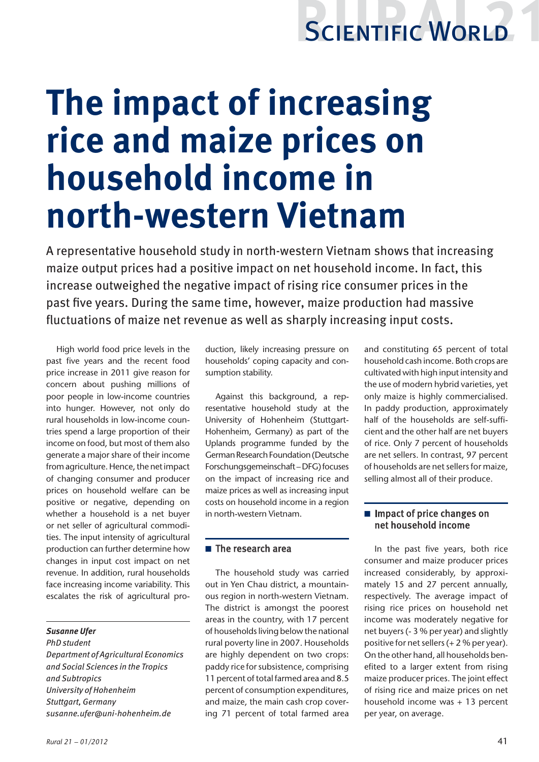// Scientific World

# The impact of increasing rice and maize prices on household income in north-western Vietnam

A representative household study in north-western Vietnam shows that increasing maize output prices had a positive impact on net household income. In fact, this increase outweighed the negative impact of rising rice consumer prices in the past five years. During the same time, however, maize production had massive fluctuations of maize net revenue as well as sharply increasing input costs.

High world food price levels in the past five years and the recent food price increase in 2011 give reason for concern about pushing millions of poor people in low-income countries into hunger. However, not only do rural households in low-income countries spend a large proportion of their income on food, but most of them also generate a major share of their income from agriculture. Hence, the net impact of changing consumer and producer prices on household welfare can be positive or negative, depending on whether a household is a net buyer or net seller of agricultural commodities. The input intensity of agricultural production can further determine how changes in input cost impact on net revenue. In addition, rural households face increasing income variability. This escalates the risk of agricultural production, likely increasing pressure on households' coping capacity and consumption stability.

Against this background, a representative household study at the University of Hohenheim (Stuttgart-Hohenheim, Germany) as part of the Uplands programme funded by the German Research Foundation (Deutsche Forschungsgemeinschaft – DFG) focuses on the impact of increasing rice and maize prices as well as increasing input costs on household income in a region in north-western Vietnam.

***Susanne Ufer***
*PhD student*
*Department of Agricultural Economics and Social Sciences in the Tropics and Subtropics*
*University of Hohenheim*
*Stuttgart, Germany*
*susanne.ufer@uni-hohenheim.de*

## The research area

The household study was carried out in Yen Chau district, a mountainous region in north-western Vietnam. The district is amongst the poorest areas in the country, with 17 percent of households living below the national rural poverty line in 2007. Households are highly dependent on two crops: paddy rice for subsistence, comprising 11 percent of total farmed area and 8.5 percent of consumption expenditures, and maize, the main cash crop covering 71 percent of total farmed area and constituting 65 percent of total household cash income. Both crops are cultivated with high input intensity and the use of modern hybrid varieties, yet only maize is highly commercialised. In paddy production, approximately half of the households are self-sufficient and the other half are net buyers of rice. Only 7 percent of households are net sellers. In contrast, 97 percent of households are net sellers for maize, selling almost all of their produce.

## Impact of price changes on net household income

In the past five years, both rice consumer and maize producer prices increased considerably, by approximately 15 and 27 percent annually, respectively. The average impact of rising rice prices on household net income was moderately negative for net buyers (- 3 % per year) and slightly positive for net sellers (+ 2 % per year). On the other hand, all households benefited to a larger extent from rising maize producer prices. The joint effect of rising rice and maize prices on net household income was + 13 percent per year, on average.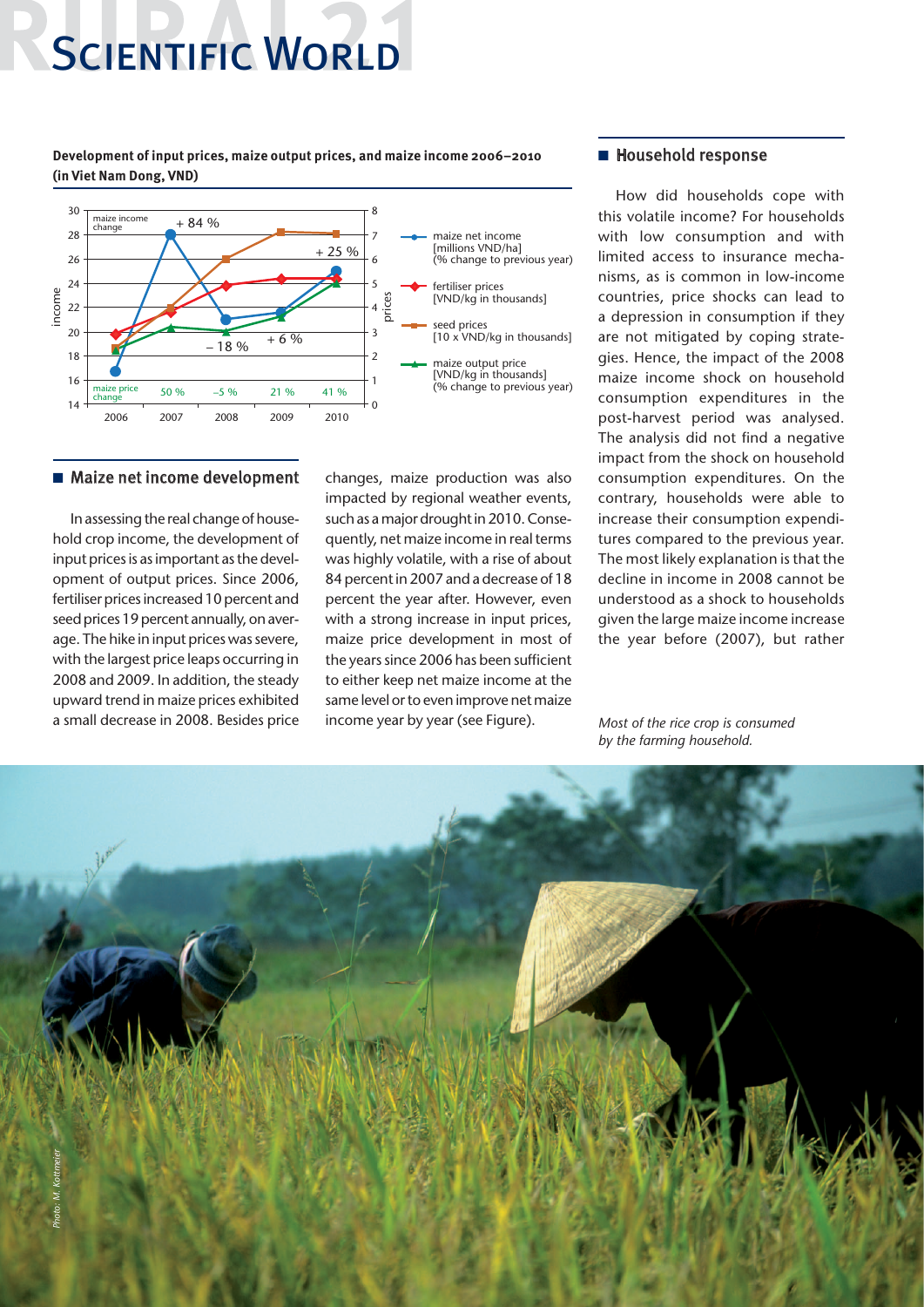**Development of input prices, maize output prices, and maize income 2006–2010 (in Viet Nam Dong, VND)**

## Maize net income development

In assessing the real change of household crop income, the development of input prices is as important as the development of output prices. Since 2006, fertiliser prices increased 10 percent and seed prices 19 percent annually, on average. The hike in input prices was severe, with the largest price leaps occurring in 2008 and 2009. In addition, the steady upward trend in maize prices exhibited a small decrease in 2008. Besides price changes, maize production was also impacted by regional weather events, such as a major drought in 2010. Consequently, net maize income in real terms was highly volatile, with a rise of about 84 percent in 2007 and a decrease of 18 percent the year after. However, even with a strong increase in input prices, maize price development in most of the years since 2006 has been sufficient to either keep net maize income at the same level or to even improve net maize income year by year (see Figure).

## Household response

How did households cope with this volatile income? For households with low consumption and with limited access to insurance mechanisms, as is common in low-income countries, price shocks can lead to a depression in consumption if they are not mitigated by coping strategies. Hence, the impact of the 2008 maize income shock on household consumption expenditures in the post-harvest period was analysed. The analysis did not find a negative impact from the shock on household consumption expenditures. On the contrary, households were able to increase their consumption expenditures compared to the previous year. The most likely explanation is that the decline in income in 2008 cannot be understood as a shock to households given the large maize income increase the year before (2007), but rather

*Most of the rice crop is consumed by the farming household.*

*Photo: M. Kottmeier*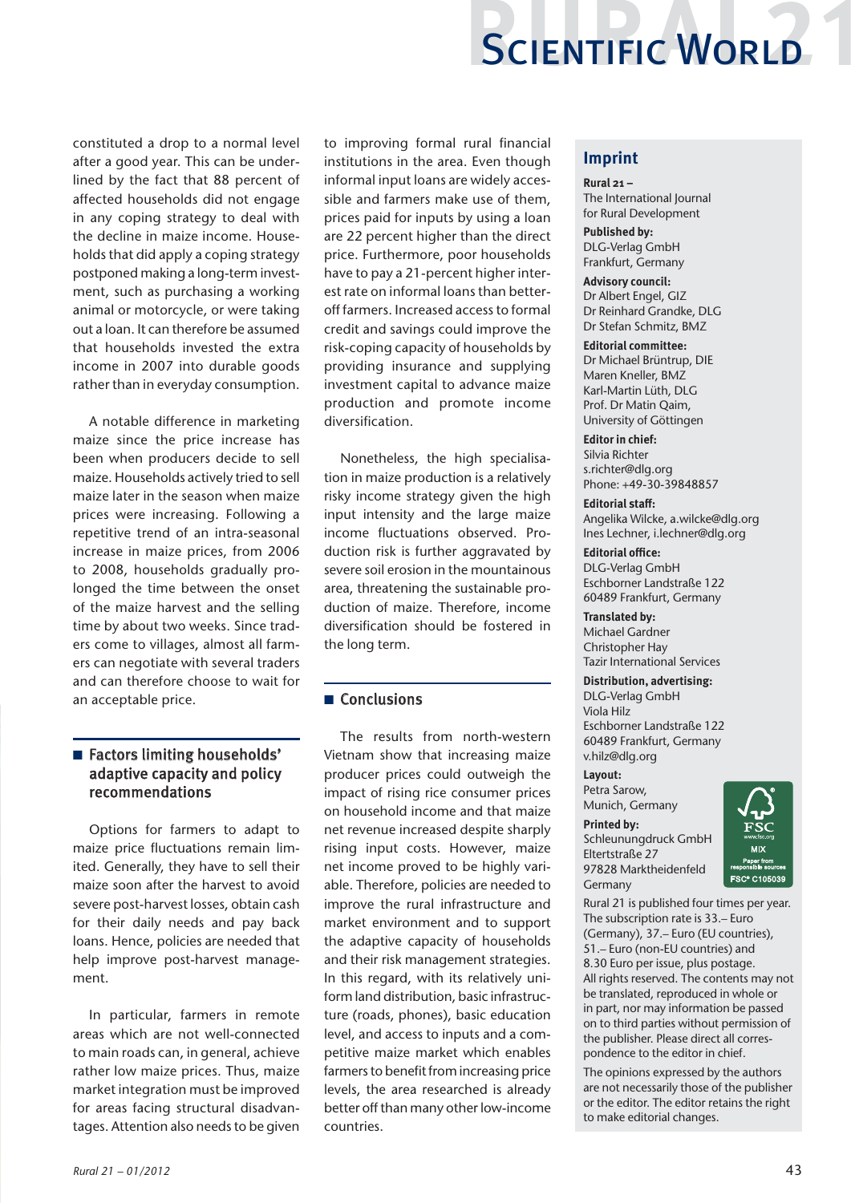constituted a drop to a normal level after a good year. This can be underlined by the fact that 88 percent of affected households did not engage in any coping strategy to deal with the decline in maize income. Households that did apply a coping strategy postponed making a long-term investment, such as purchasing a working animal or motorcycle, or were taking out a loan. It can therefore be assumed that households invested the extra income in 2007 into durable goods rather than in everyday consumption.

A notable difference in marketing maize since the price increase has been when producers decide to sell maize. Households actively tried to sell maize later in the season when maize prices were increasing. Following a repetitive trend of an intra-seasonal increase in maize prices, from 2006 to 2008, households gradually prolonged the time between the onset of the maize harvest and the selling time by about two weeks. Since traders come to villages, almost all farmers can negotiate with several traders and can therefore choose to wait for an acceptable price.

## Factors limiting households' adaptive capacity and policy recommendations

Options for farmers to adapt to maize price fluctuations remain limited. Generally, they have to sell their maize soon after the harvest to avoid severe post-harvest losses, obtain cash for their daily needs and pay back loans. Hence, policies are needed that help improve post-harvest management.

In particular, farmers in remote areas which are not well-connected to main roads can, in general, achieve rather low maize prices. Thus, maize market integration must be improved for areas facing structural disadvantages. Attention also needs to be given to improving formal rural financial institutions in the area. Even though informal input loans are widely accessible and farmers make use of them, prices paid for inputs by using a loan are 22 percent higher than the direct price. Furthermore, poor households have to pay a 21-percent higher interest rate on informal loans than better-off farmers. Increased access to formal credit and savings could improve the risk-coping capacity of households by providing insurance and supplying investment capital to advance maize production and promote income diversification.

Nonetheless, the high specialisation in maize production is a relatively risky income strategy given the high input intensity and the large maize income fluctuations observed. Production risk is further aggravated by severe soil erosion in the mountainous area, threatening the sustainable production of maize. Therefore, income diversification should be fostered in the long term.

## Conclusions

The results from north-western Vietnam show that increasing maize producer prices could outweigh the impact of rising rice consumer prices on household income and that maize net revenue increased despite sharply rising input costs. However, maize net income proved to be highly variable. Therefore, policies are needed to improve the rural infrastructure and market environment and to support the adaptive capacity of households and their risk management strategies. In this regard, with its relatively uniform land distribution, basic infrastructure (roads, phones), basic education level, and access to inputs and a competitive maize market which enables farmers to benefit from increasing price levels, the area researched is already better off than many other low-income countries.

## Imprint

**Rural 21 –**
The International Journal for Rural Development

**Published by:**
DLG-Verlag GmbH
Frankfurt, Germany

**Advisory council:**
Dr Albert Engel, GIZ
Dr Reinhard Grandke, DLG
Dr Stefan Schmitz, BMZ

**Editorial committee:**
Dr Michael Brüntrup, DIE
Maren Kneller, BMZ
Karl-Martin Lüth, DLG
Prof. Dr Matin Qaim, University of Göttingen

**Editor in chief:**
Silvia Richter
s.richter@dlg.org
Phone: +49-30-39848857

**Editorial staff:**
Angelika Wilcke, a.wilcke@dlg.org
Ines Lechner, i.lechner@dlg.org

**Editorial office:**
DLG-Verlag GmbH
Eschborner Landstraße 122
60489 Frankfurt, Germany

**Translated by:**
Michael Gardner
Christopher Hay
Tazir International Services

**Distribution, advertising:**
DLG-Verlag GmbH
Viola Hilz
Eschborner Landstraße 122
60489 Frankfurt, Germany
v.hilz@dlg.org

**Layout:**
Petra Sarow,
Munich, Germany

**Printed by:**
Schleunungdruck GmbH
Eltertstraße 27
97828 Marktheidenfeld
Germany

Rural 21 is published four times per year. The subscription rate is 33.– Euro (Germany), 37.– Euro (EU countries), 51.– Euro (non-EU countries) and 8.30 Euro per issue, plus postage. All rights reserved. The contents may not be translated, reproduced in whole or in part, nor may information be passed on to third parties without permission of the publisher. Please direct all correspondence to the editor in chief.

The opinions expressed by the authors are not necessarily those of the publisher or the editor. The editor retains the right to make editorial changes.